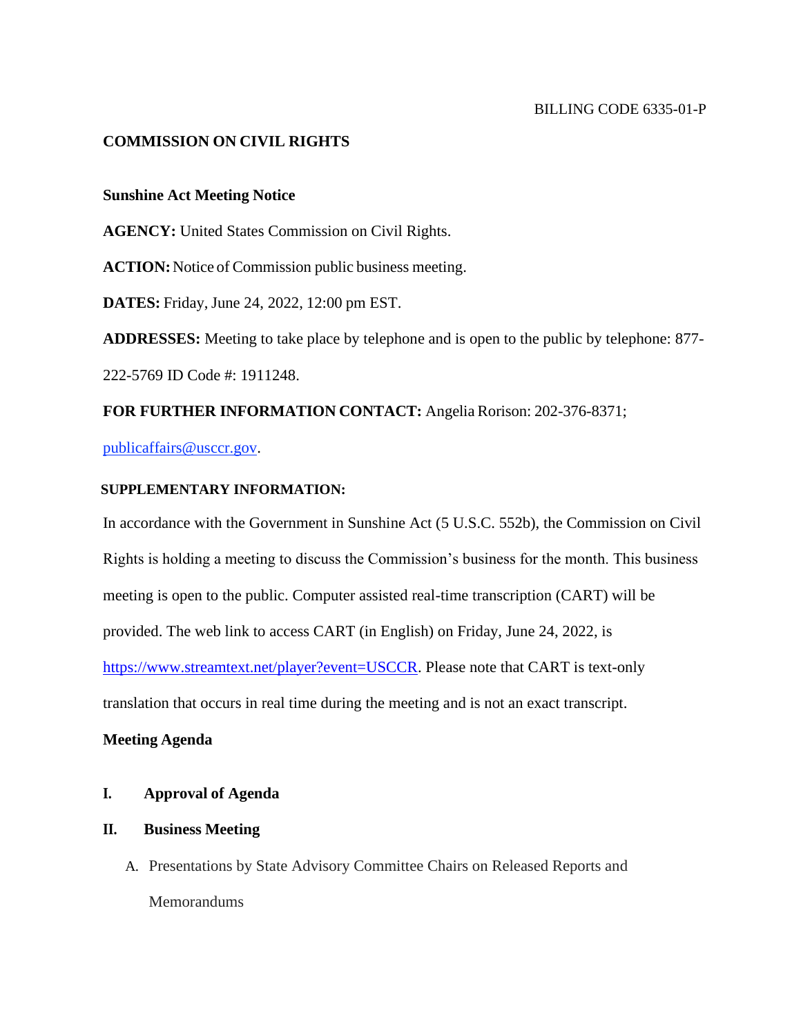BILLING CODE 6335-01-P

**COMMISSION ON CIVIL RIGHTS**

**Sunshine Act Meeting Notice**

**AGENCY:** United States Commission on Civil Rights.

**ACTION:** Notice of Commission public business meeting.

**DATES:** Friday, June 24, 2022, 12:00 pm EST.

**ADDRESSES:** Meeting to take place by telephone and is open to the public by telephone: 877-222-5769 ID Code #: 1911248.

**FOR FURTHER INFORMATION CONTACT:** Angelia Rorison: 202-376-8371; publicaffairs@usccr.gov.

**SUPPLEMENTARY INFORMATION:**

In accordance with the Government in Sunshine Act (5 U.S.C. 552b), the Commission on Civil Rights is holding a meeting to discuss the Commission's business for the month. This business meeting is open to the public. Computer assisted real-time transcription (CART) will be provided. The web link to access CART (in English) on Friday, June 24, 2022, is https://www.streamtext.net/player?event=USCCR. Please note that CART is text-only translation that occurs in real time during the meeting and is not an exact transcript.

**Meeting Agenda**

**I. Approval of Agenda**

**II. Business Meeting**

A. Presentations by State Advisory Committee Chairs on Released Reports and Memorandums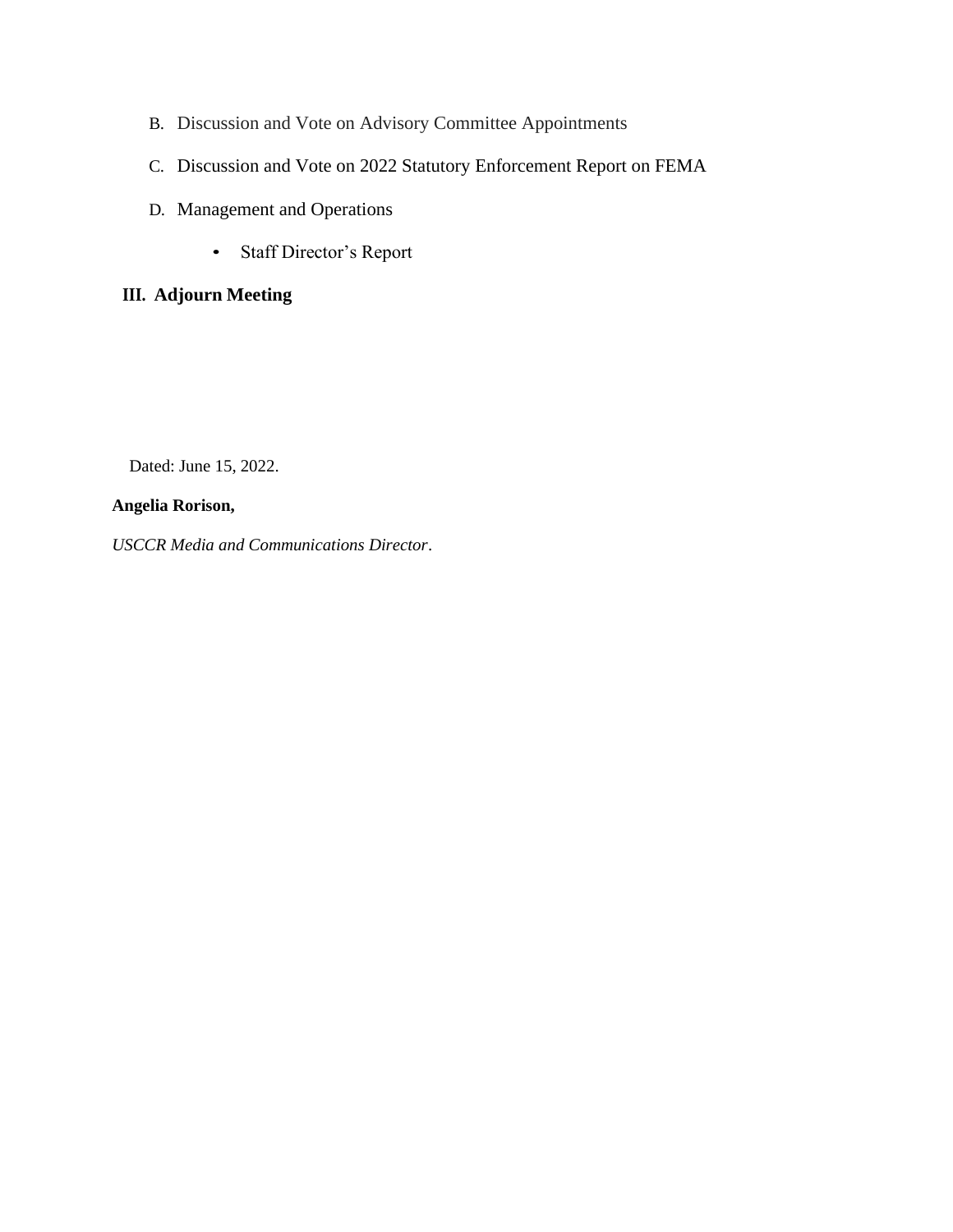B. Discussion and Vote on Advisory Committee Appointments

C. Discussion and Vote on 2022 Statutory Enforcement Report on FEMA

D. Management and Operations

- Staff Director's Report

**III. Adjourn Meeting**

Dated: June 15, 2022.

**Angelia Rorison,**

*USCCR Media and Communications Director*.